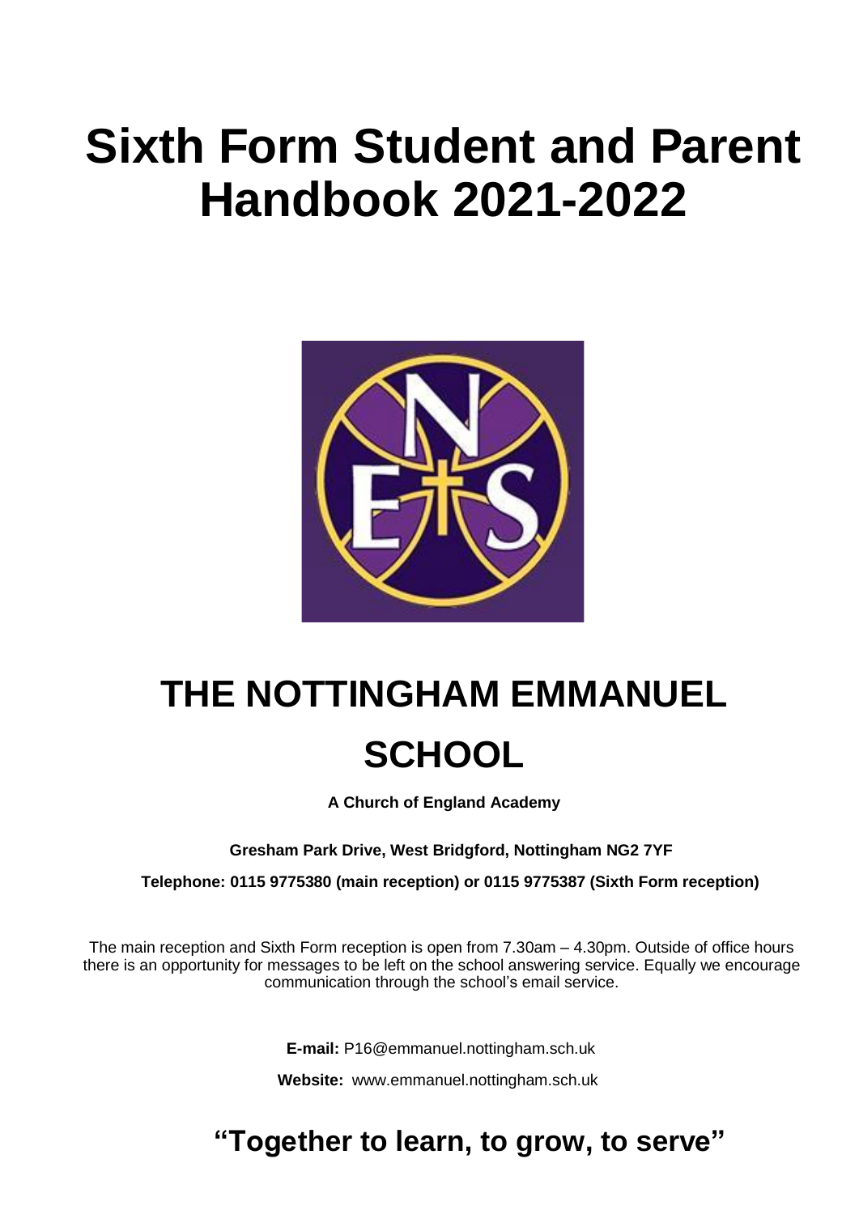# Sixth Form Student and Parent Handbook 2021-2022

# THE NOTTINGHAM EMMANUEL SCHOOL

**A Church of England Academy**

**Gresham Park Drive, West Bridgford, Nottingham NG2 7YF**

**Telephone: 0115 9775380 (main reception) or 0115 9775387 (Sixth Form reception)**

The main reception and Sixth Form reception is open from 7.30am – 4.30pm. Outside of office hours there is an opportunity for messages to be left on the school answering service. Equally we encourage communication through the school's email service.

**E-mail:** P16@emmanuel.nottingham.sch.uk

**Website:** www.emmanuel.nottingham.sch.uk

## "Together to learn, to grow, to serve"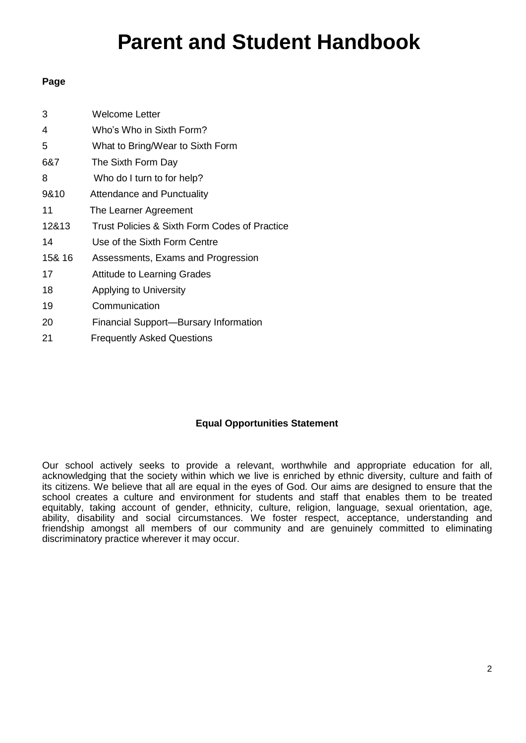# Parent and Student Handbook

| Page | |
|---|---|
| 3 | Welcome Letter |
| 4 | Who's Who in Sixth Form? |
| 5 | What to Bring/Wear to Sixth Form |
| 6&7 | The Sixth Form Day |
| 8 | Who do I turn to for help? |
| 9&10 | Attendance and Punctuality |
| 11 | The Learner Agreement |
| 12&13 | Trust Policies & Sixth Form Codes of Practice |
| 14 | Use of the Sixth Form Centre |
| 15& 16 | Assessments, Exams and Progression |
| 17 | Attitude to Learning Grades |
| 18 | Applying to University |
| 19 | Communication |
| 20 | Financial Support—Bursary Information |
| 21 | Frequently Asked Questions |

**Equal Opportunities Statement**

Our school actively seeks to provide a relevant, worthwhile and appropriate education for all, acknowledging that the society within which we live is enriched by ethnic diversity, culture and faith of its citizens. We believe that all are equal in the eyes of God. Our aims are designed to ensure that the school creates a culture and environment for students and staff that enables them to be treated equitably, taking account of gender, ethnicity, culture, religion, language, sexual orientation, age, ability, disability and social circumstances. We foster respect, acceptance, understanding and friendship amongst all members of our community and are genuinely committed to eliminating discriminatory practice wherever it may occur.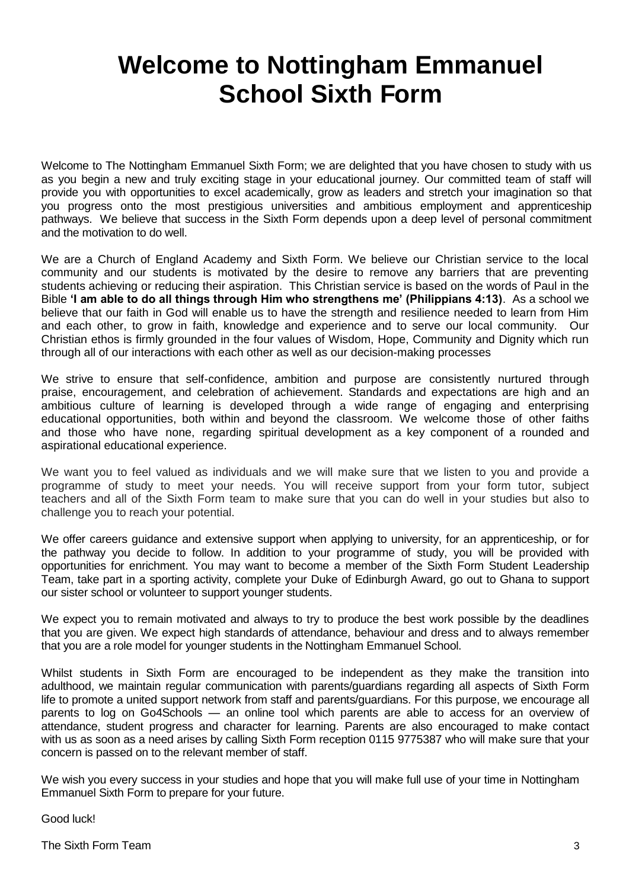# Welcome to Nottingham Emmanuel School Sixth Form

Welcome to The Nottingham Emmanuel Sixth Form; we are delighted that you have chosen to study with us as you begin a new and truly exciting stage in your educational journey. Our committed team of staff will provide you with opportunities to excel academically, grow as leaders and stretch your imagination so that you progress onto the most prestigious universities and ambitious employment and apprenticeship pathways. We believe that success in the Sixth Form depends upon a deep level of personal commitment and the motivation to do well.

We are a Church of England Academy and Sixth Form. We believe our Christian service to the local community and our students is motivated by the desire to remove any barriers that are preventing students achieving or reducing their aspiration. This Christian service is based on the words of Paul in the Bible **'I am able to do all things through Him who strengthens me' (Philippians 4:13)**. As a school we believe that our faith in God will enable us to have the strength and resilience needed to learn from Him and each other, to grow in faith, knowledge and experience and to serve our local community. Our Christian ethos is firmly grounded in the four values of Wisdom, Hope, Community and Dignity which run through all of our interactions with each other as well as our decision-making processes

We strive to ensure that self-confidence, ambition and purpose are consistently nurtured through praise, encouragement, and celebration of achievement. Standards and expectations are high and an ambitious culture of learning is developed through a wide range of engaging and enterprising educational opportunities, both within and beyond the classroom. We welcome those of other faiths and those who have none, regarding spiritual development as a key component of a rounded and aspirational educational experience.

We want you to feel valued as individuals and we will make sure that we listen to you and provide a programme of study to meet your needs. You will receive support from your form tutor, subject teachers and all of the Sixth Form team to make sure that you can do well in your studies but also to challenge you to reach your potential.

We offer careers guidance and extensive support when applying to university, for an apprenticeship, or for the pathway you decide to follow. In addition to your programme of study, you will be provided with opportunities for enrichment. You may want to become a member of the Sixth Form Student Leadership Team, take part in a sporting activity, complete your Duke of Edinburgh Award, go out to Ghana to support our sister school or volunteer to support younger students.

We expect you to remain motivated and always to try to produce the best work possible by the deadlines that you are given. We expect high standards of attendance, behaviour and dress and to always remember that you are a role model for younger students in the Nottingham Emmanuel School.

Whilst students in Sixth Form are encouraged to be independent as they make the transition into adulthood, we maintain regular communication with parents/guardians regarding all aspects of Sixth Form life to promote a united support network from staff and parents/guardians. For this purpose, we encourage all parents to log on Go4Schools — an online tool which parents are able to access for an overview of attendance, student progress and character for learning. Parents are also encouraged to make contact with us as soon as a need arises by calling Sixth Form reception 0115 9775387 who will make sure that your concern is passed on to the relevant member of staff.

We wish you every success in your studies and hope that you will make full use of your time in Nottingham Emmanuel Sixth Form to prepare for your future.

Good luck!

The Sixth Form Team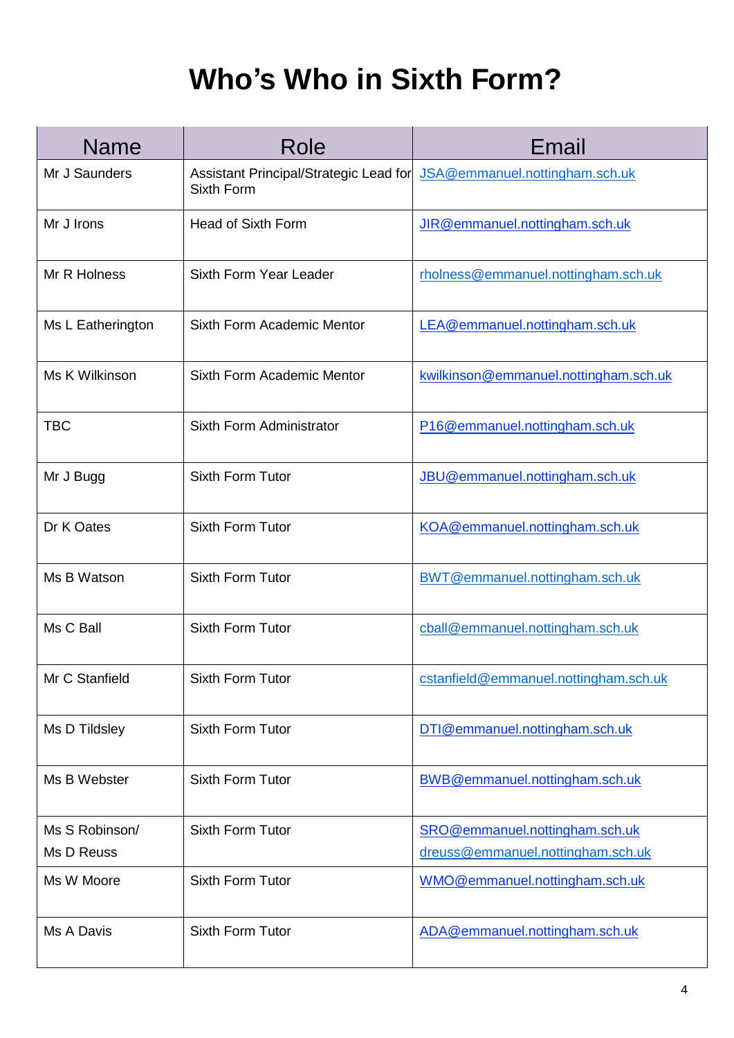# Who’s Who in Sixth Form?

| Name | Role | Email |
|---|---|---|
| Mr J Saunders | Assistant Principal/Strategic Lead for Sixth Form | JSA@emmanuel.nottingham.sch.uk |
| Mr J Irons | Head of Sixth Form | JIR@emmanuel.nottingham.sch.uk |
| Mr R Holness | Sixth Form Year Leader | rholness@emmanuel.nottingham.sch.uk |
| Ms L Eatherington | Sixth Form Academic Mentor | LEA@emmanuel.nottingham.sch.uk |
| Ms K Wilkinson | Sixth Form Academic Mentor | kwilkinson@emmanuel.nottingham.sch.uk |
| TBC | Sixth Form Administrator | P16@emmanuel.nottingham.sch.uk |
| Mr J Bugg | Sixth Form Tutor | JBU@emmanuel.nottingham.sch.uk |
| Dr K Oates | Sixth Form Tutor | KOA@emmanuel.nottingham.sch.uk |
| Ms B Watson | Sixth Form Tutor | BWT@emmanuel.nottingham.sch.uk |
| Ms C Ball | Sixth Form Tutor | cball@emmanuel.nottingham.sch.uk |
| Mr C Stanfield | Sixth Form Tutor | cstanfield@emmanuel.nottingham.sch.uk |
| Ms D Tildsley | Sixth Form Tutor | DTI@emmanuel.nottingham.sch.uk |
| Ms B Webster | Sixth Form Tutor | BWB@emmanuel.nottingham.sch.uk |
| Ms S Robinson/ Ms D Reuss | Sixth Form Tutor | SRO@emmanuel.nottingham.sch.uk dreuss@emmanuel.nottingham.sch.uk |
| Ms W Moore | Sixth Form Tutor | WMO@emmanuel.nottingham.sch.uk |
| Ms A Davis | Sixth Form Tutor | ADA@emmanuel.nottingham.sch.uk |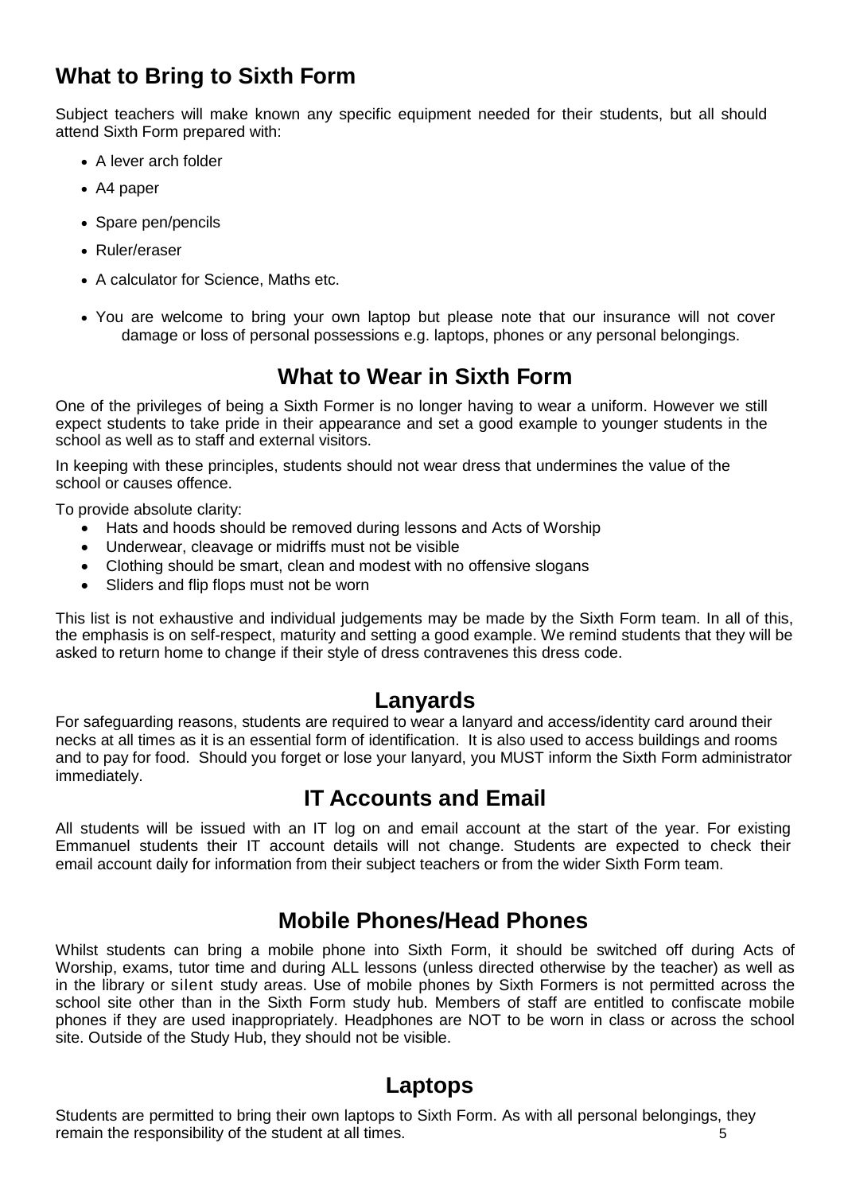## What to Bring to Sixth Form

Subject teachers will make known any specific equipment needed for their students, but all should attend Sixth Form prepared with:

- A lever arch folder
- A4 paper
- Spare pen/pencils
- Ruler/eraser
- A calculator for Science, Maths etc.
- You are welcome to bring your own laptop but please note that our insurance will not cover damage or loss of personal possessions e.g. laptops, phones or any personal belongings.

## What to Wear in Sixth Form

One of the privileges of being a Sixth Former is no longer having to wear a uniform. However we still expect students to take pride in their appearance and set a good example to younger students in the school as well as to staff and external visitors.

In keeping with these principles, students should not wear dress that undermines the value of the school or causes offence.

To provide absolute clarity:

- Hats and hoods should be removed during lessons and Acts of Worship
- Underwear, cleavage or midriffs must not be visible
- Clothing should be smart, clean and modest with no offensive slogans
- Sliders and flip flops must not be worn

This list is not exhaustive and individual judgements may be made by the Sixth Form team. In all of this, the emphasis is on self-respect, maturity and setting a good example. We remind students that they will be asked to return home to change if their style of dress contravenes this dress code.

## Lanyards

For safeguarding reasons, students are required to wear a lanyard and access/identity card around their necks at all times as it is an essential form of identification. It is also used to access buildings and rooms and to pay for food. Should you forget or lose your lanyard, you MUST inform the Sixth Form administrator immediately.

## IT Accounts and Email

All students will be issued with an IT log on and email account at the start of the year. For existing Emmanuel students their IT account details will not change. Students are expected to check their email account daily for information from their subject teachers or from the wider Sixth Form team.

## Mobile Phones/Head Phones

Whilst students can bring a mobile phone into Sixth Form, it should be switched off during Acts of Worship, exams, tutor time and during ALL lessons (unless directed otherwise by the teacher) as well as in the library or silent study areas. Use of mobile phones by Sixth Formers is not permitted across the school site other than in the Sixth Form study hub. Members of staff are entitled to confiscate mobile phones if they are used inappropriately. Headphones are NOT to be worn in class or across the school site. Outside of the Study Hub, they should not be visible.

## Laptops

Students are permitted to bring their own laptops to Sixth Form. As with all personal belongings, they remain the responsibility of the student at all times.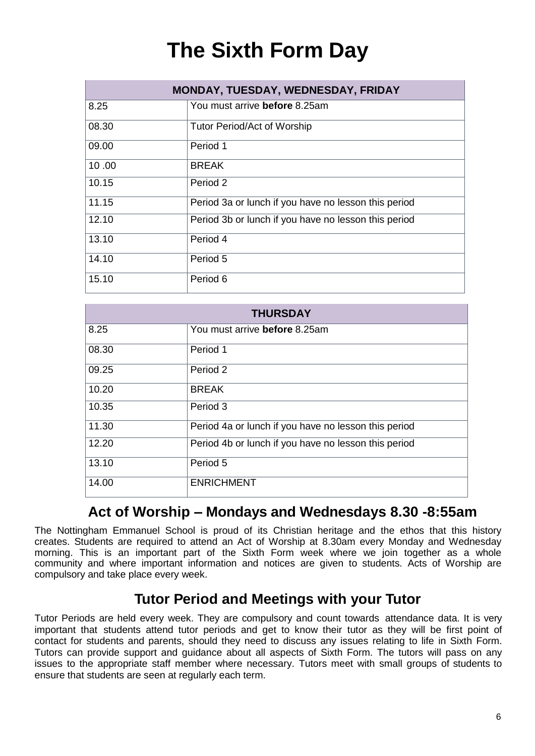# The Sixth Form Day

| MONDAY, TUESDAY, WEDNESDAY, FRIDAY | |
|---|---|
| 8.25 | You must arrive **before** 8.25am |
| 08.30 | Tutor Period/Act of Worship |
| 09.00 | Period 1 |
| 10 .00 | BREAK |
| 10.15 | Period 2 |
| 11.15 | Period 3a or lunch if you have no lesson this period |
| 12.10 | Period 3b or lunch if you have no lesson this period |
| 13.10 | Period 4 |
| 14.10 | Period 5 |
| 15.10 | Period 6 |

| THURSDAY | |
|---|---|
| 8.25 | You must arrive **before** 8.25am |
| 08.30 | Period 1 |
| 09.25 | Period 2 |
| 10.20 | BREAK |
| 10.35 | Period 3 |
| 11.30 | Period 4a or lunch if you have no lesson this period |
| 12.20 | Period 4b or lunch if you have no lesson this period |
| 13.10 | Period 5 |
| 14.00 | ENRICHMENT |

## Act of Worship – Mondays and Wednesdays 8.30 -8:55am

The Nottingham Emmanuel School is proud of its Christian heritage and the ethos that this history creates. Students are required to attend an Act of Worship at 8.30am every Monday and Wednesday morning. This is an important part of the Sixth Form week where we join together as a whole community and where important information and notices are given to students. Acts of Worship are compulsory and take place every week.

## Tutor Period and Meetings with your Tutor

Tutor Periods are held every week. They are compulsory and count towards attendance data. It is very important that students attend tutor periods and get to know their tutor as they will be first point of contact for students and parents, should they need to discuss any issues relating to life in Sixth Form. Tutors can provide support and guidance about all aspects of Sixth Form. The tutors will pass on any issues to the appropriate staff member where necessary. Tutors meet with small groups of students to ensure that students are seen at regularly each term.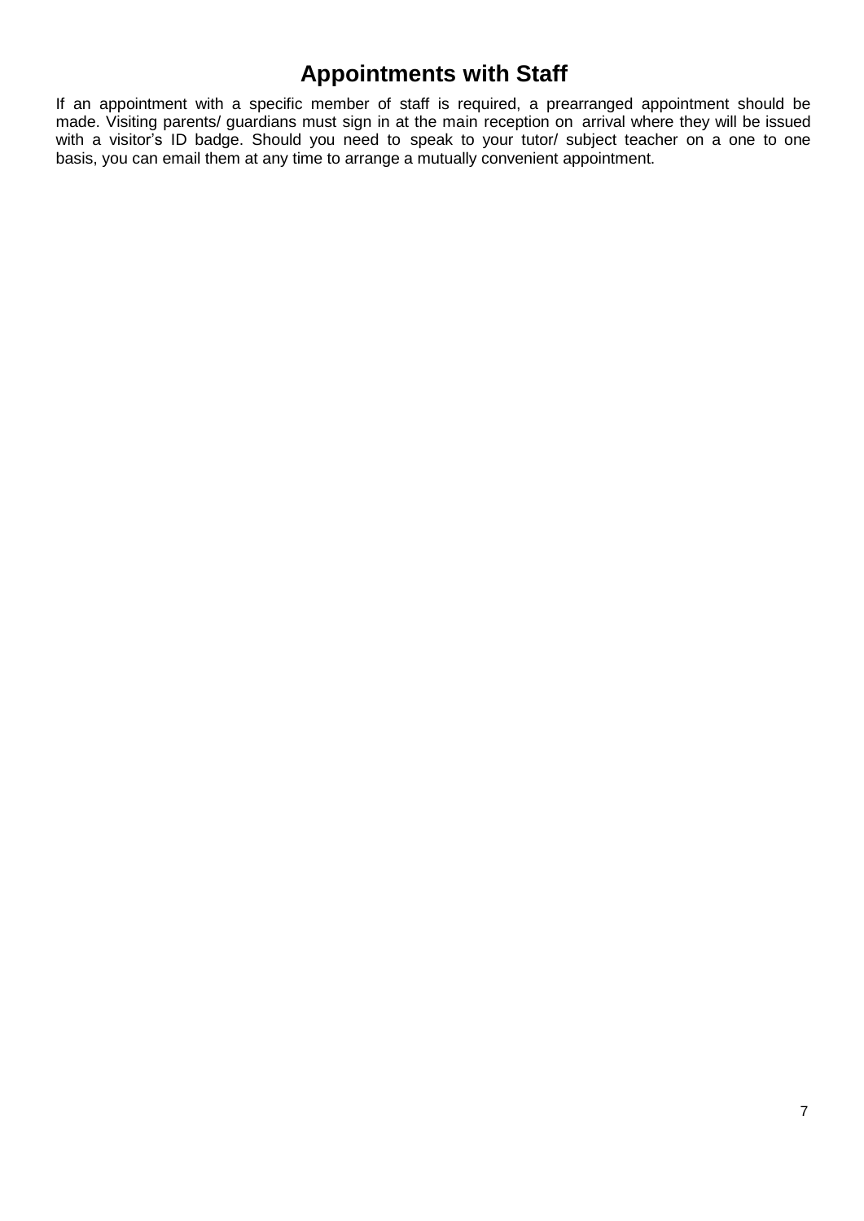# Appointments with Staff

If an appointment with a specific member of staff is required, a prearranged appointment should be made. Visiting parents/ guardians must sign in at the main reception on arrival where they will be issued with a visitor's ID badge. Should you need to speak to your tutor/ subject teacher on a one to one basis, you can email them at any time to arrange a mutually convenient appointment.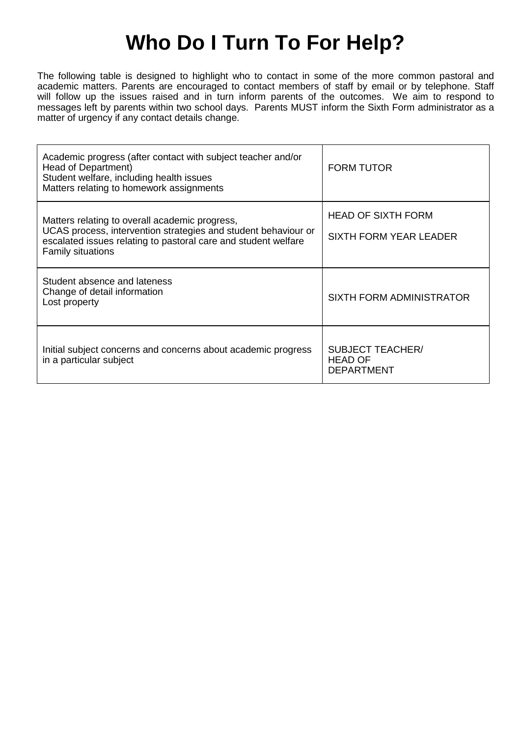# Who Do I Turn To For Help?

The following table is designed to highlight who to contact in some of the more common pastoral and academic matters. Parents are encouraged to contact members of staff by email or by telephone. Staff will follow up the issues raised and in turn inform parents of the outcomes. We aim to respond to messages left by parents within two school days. Parents MUST inform the Sixth Form administrator as a matter of urgency if any contact details change.

| | |
|---|---|
| Academic progress (after contact with subject teacher and/or Head of Department)<br>Student welfare, including health issues<br>Matters relating to homework assignments | FORM TUTOR |
| Matters relating to overall academic progress,<br>UCAS process, intervention strategies and student behaviour or escalated issues relating to pastoral care and student welfare<br>Family situations | HEAD OF SIXTH FORM<br><br>SIXTH FORM YEAR LEADER |
| Student absence and lateness<br>Change of detail information<br>Lost property | SIXTH FORM ADMINISTRATOR |
| Initial subject concerns and concerns about academic progress in a particular subject | SUBJECT TEACHER/<br>HEAD OF DEPARTMENT |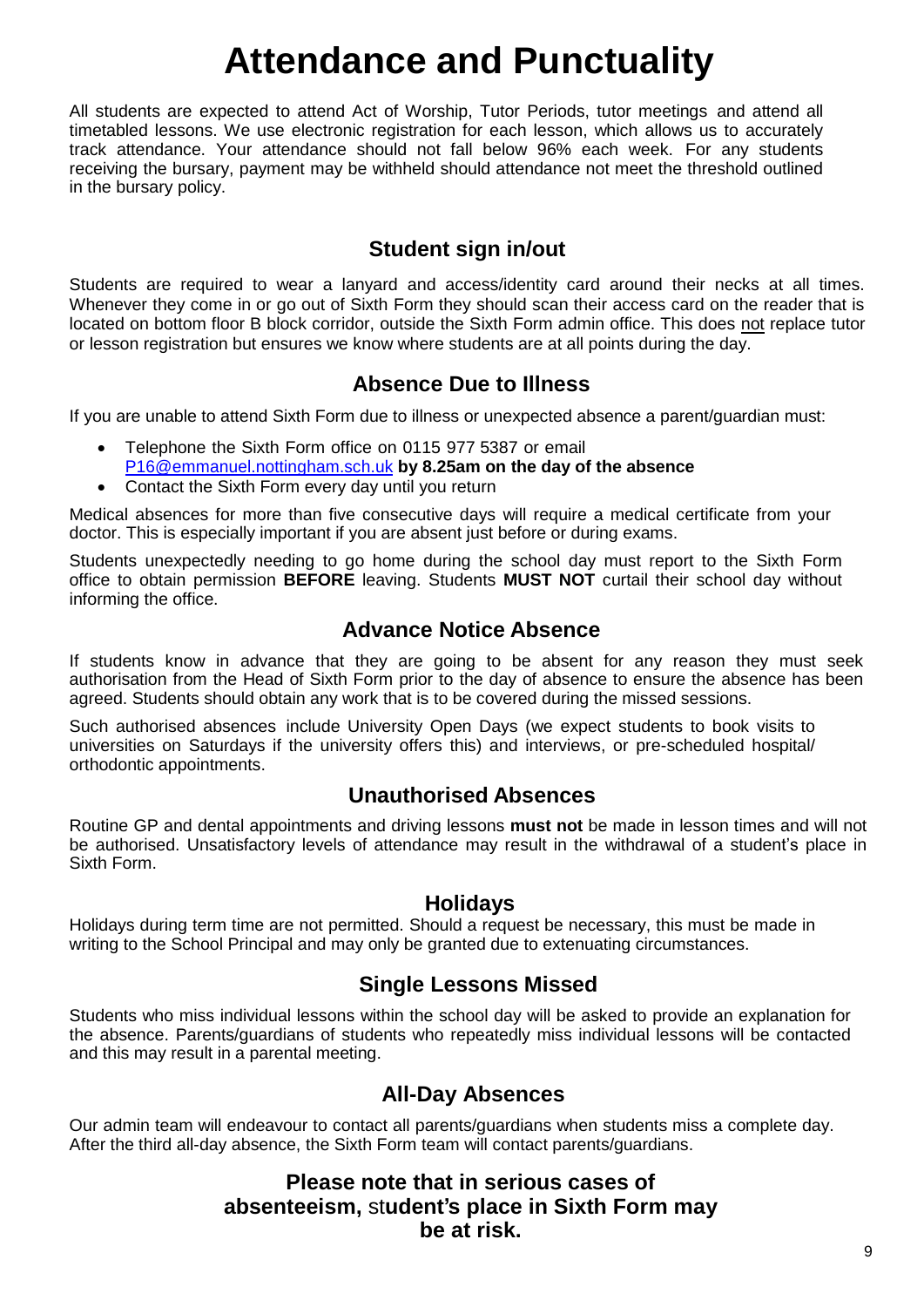# Attendance and Punctuality

All students are expected to attend Act of Worship, Tutor Periods, tutor meetings and attend all timetabled lessons. We use electronic registration for each lesson, which allows us to accurately track attendance. Your attendance should not fall below 96% each week. For any students receiving the bursary, payment may be withheld should attendance not meet the threshold outlined in the bursary policy.

## Student sign in/out

Students are required to wear a lanyard and access/identity card around their necks at all times. Whenever they come in or go out of Sixth Form they should scan their access card on the reader that is located on bottom floor B block corridor, outside the Sixth Form admin office. This does not replace tutor or lesson registration but ensures we know where students are at all points during the day.

## Absence Due to Illness

If you are unable to attend Sixth Form due to illness or unexpected absence a parent/guardian must:

- Telephone the Sixth Form office on 0115 977 5387 or email P16@emmanuel.nottingham.sch.uk **by 8.25am on the day of the absence**
- Contact the Sixth Form every day until you return

Medical absences for more than five consecutive days will require a medical certificate from your doctor. This is especially important if you are absent just before or during exams.

Students unexpectedly needing to go home during the school day must report to the Sixth Form office to obtain permission **BEFORE** leaving. Students **MUST NOT** curtail their school day without informing the office.

## Advance Notice Absence

If students know in advance that they are going to be absent for any reason they must seek authorisation from the Head of Sixth Form prior to the day of absence to ensure the absence has been agreed. Students should obtain any work that is to be covered during the missed sessions.

Such authorised absences include University Open Days (we expect students to book visits to universities on Saturdays if the university offers this) and interviews, or pre-scheduled hospital/ orthodontic appointments.

## Unauthorised Absences

Routine GP and dental appointments and driving lessons **must not** be made in lesson times and will not be authorised. Unsatisfactory levels of attendance may result in the withdrawal of a student's place in Sixth Form.

## Holidays

Holidays during term time are not permitted. Should a request be necessary, this must be made in writing to the School Principal and may only be granted due to extenuating circumstances.

## Single Lessons Missed

Students who miss individual lessons within the school day will be asked to provide an explanation for the absence. Parents/guardians of students who repeatedly miss individual lessons will be contacted and this may result in a parental meeting.

## All-Day Absences

Our admin team will endeavour to contact all parents/guardians when students miss a complete day. After the third all-day absence, the Sixth Form team will contact parents/guardians.

**Please note that in serious cases of absenteeism, student's place in Sixth Form may be at risk.**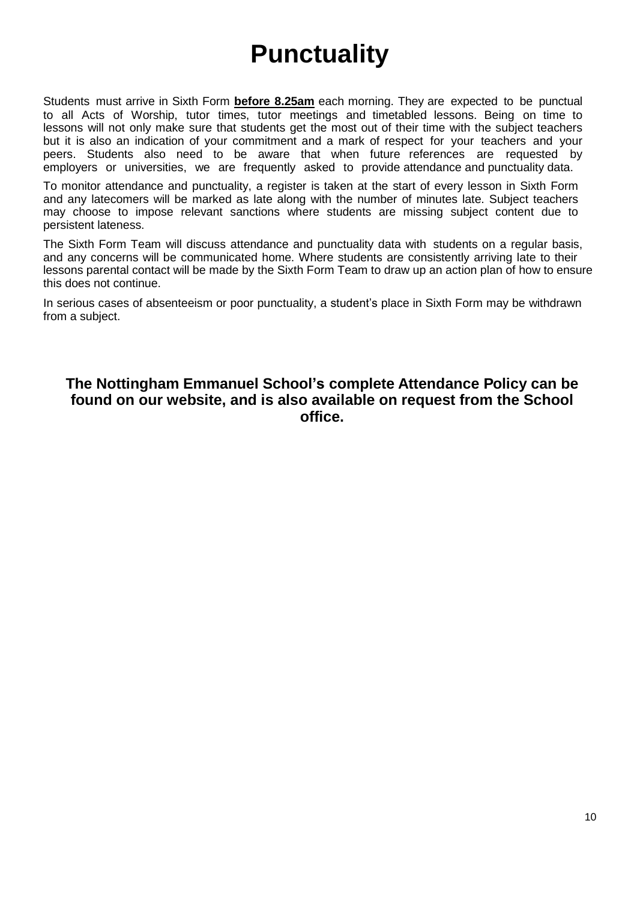# Punctuality

Students must arrive in Sixth Form **before 8.25am** each morning. They are expected to be punctual to all Acts of Worship, tutor times, tutor meetings and timetabled lessons. Being on time to lessons will not only make sure that students get the most out of their time with the subject teachers but it is also an indication of your commitment and a mark of respect for your teachers and your peers. Students also need to be aware that when future references are requested by employers or universities, we are frequently asked to provide attendance and punctuality data.

To monitor attendance and punctuality, a register is taken at the start of every lesson in Sixth Form and any latecomers will be marked as late along with the number of minutes late. Subject teachers may choose to impose relevant sanctions where students are missing subject content due to persistent lateness.

The Sixth Form Team will discuss attendance and punctuality data with students on a regular basis, and any concerns will be communicated home. Where students are consistently arriving late to their lessons parental contact will be made by the Sixth Form Team to draw up an action plan of how to ensure this does not continue.

In serious cases of absenteeism or poor punctuality, a student's place in Sixth Form may be withdrawn from a subject.

**The Nottingham Emmanuel School's complete Attendance Policy can be found on our website, and is also available on request from the School office.**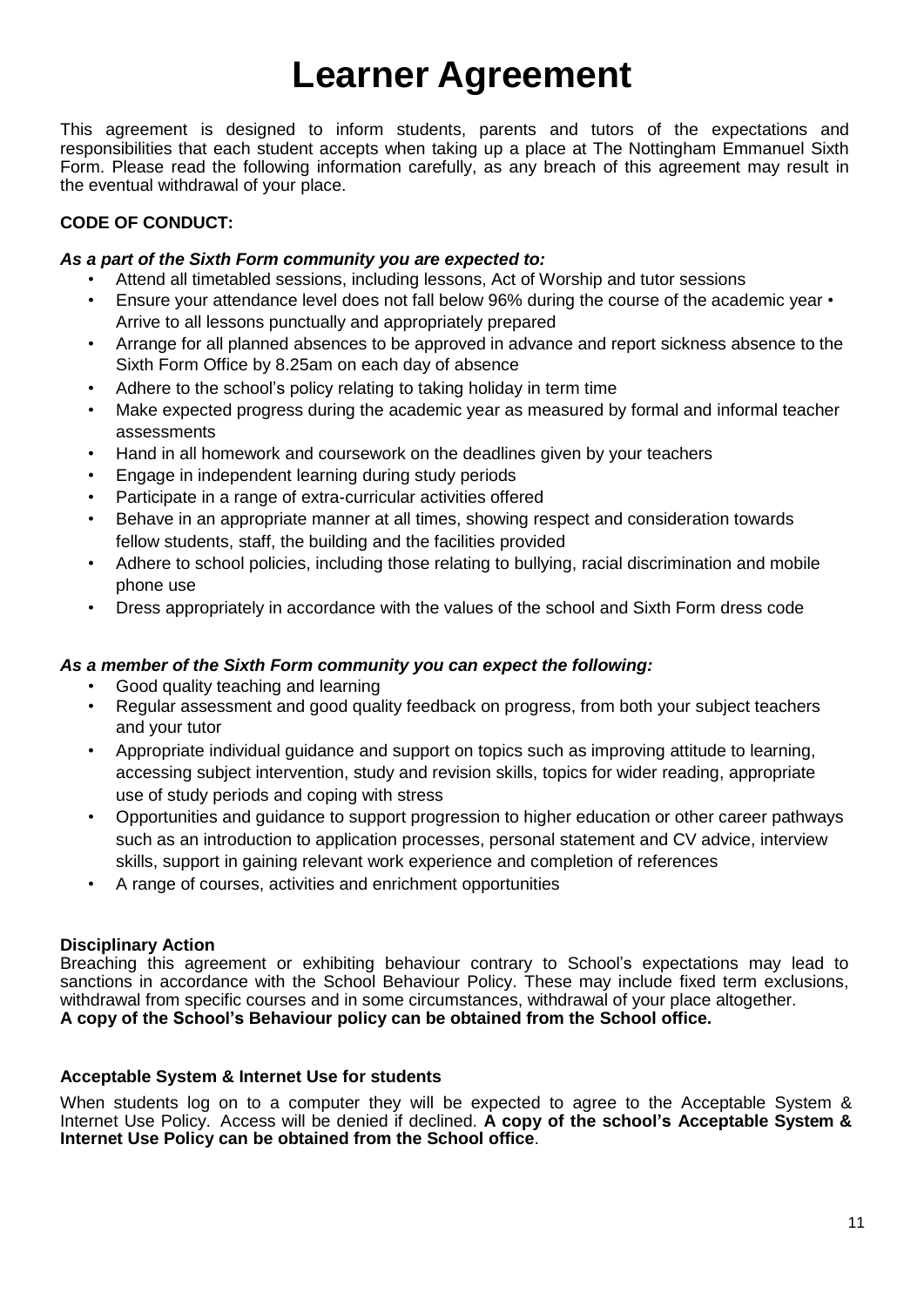# Learner Agreement

This agreement is designed to inform students, parents and tutors of the expectations and responsibilities that each student accepts when taking up a place at The Nottingham Emmanuel Sixth Form. Please read the following information carefully, as any breach of this agreement may result in the eventual withdrawal of your place.

**CODE OF CONDUCT:**

***As a part of the Sixth Form community you are expected to:***

- Attend all timetabled sessions, including lessons, Act of Worship and tutor sessions
- Ensure your attendance level does not fall below 96% during the course of the academic year
- Arrive to all lessons punctually and appropriately prepared
- Arrange for all planned absences to be approved in advance and report sickness absence to the Sixth Form Office by 8.25am on each day of absence
- Adhere to the school's policy relating to taking holiday in term time
- Make expected progress during the academic year as measured by formal and informal teacher assessments
- Hand in all homework and coursework on the deadlines given by your teachers
- Engage in independent learning during study periods
- Participate in a range of extra-curricular activities offered
- Behave in an appropriate manner at all times, showing respect and consideration towards fellow students, staff, the building and the facilities provided
- Adhere to school policies, including those relating to bullying, racial discrimination and mobile phone use
- Dress appropriately in accordance with the values of the school and Sixth Form dress code

***As a member of the Sixth Form community you can expect the following:***

- Good quality teaching and learning
- Regular assessment and good quality feedback on progress, from both your subject teachers and your tutor
- Appropriate individual guidance and support on topics such as improving attitude to learning, accessing subject intervention, study and revision skills, topics for wider reading, appropriate use of study periods and coping with stress
- Opportunities and guidance to support progression to higher education or other career pathways such as an introduction to application processes, personal statement and CV advice, interview skills, support in gaining relevant work experience and completion of references
- A range of courses, activities and enrichment opportunities

**Disciplinary Action**

Breaching this agreement or exhibiting behaviour contrary to School's expectations may lead to sanctions in accordance with the School Behaviour Policy. These may include fixed term exclusions, withdrawal from specific courses and in some circumstances, withdrawal of your place altogether.
**A copy of the School's Behaviour policy can be obtained from the School office.**

**Acceptable System & Internet Use for students**

When students log on to a computer they will be expected to agree to the Acceptable System & Internet Use Policy. Access will be denied if declined. **A copy of the school's Acceptable System & Internet Use Policy can be obtained from the School office**.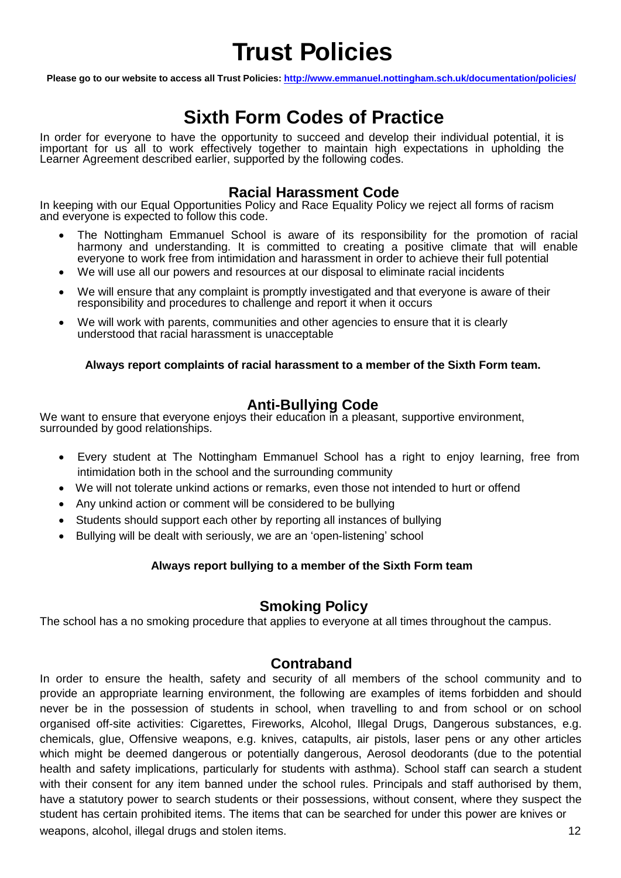# Trust Policies

**Please go to our website to access all Trust Policies: http://www.emmanuel.nottingham.sch.uk/documentation/policies/**

# Sixth Form Codes of Practice

In order for everyone to have the opportunity to succeed and develop their individual potential, it is important for us all to work effectively together to maintain high expectations in upholding the Learner Agreement described earlier, supported by the following codes.

## Racial Harassment Code

In keeping with our Equal Opportunities Policy and Race Equality Policy we reject all forms of racism and everyone is expected to follow this code.

- The Nottingham Emmanuel School is aware of its responsibility for the promotion of racial harmony and understanding. It is committed to creating a positive climate that will enable everyone to work free from intimidation and harassment in order to achieve their full potential
- We will use all our powers and resources at our disposal to eliminate racial incidents
- We will ensure that any complaint is promptly investigated and that everyone is aware of their responsibility and procedures to challenge and report it when it occurs
- We will work with parents, communities and other agencies to ensure that it is clearly understood that racial harassment is unacceptable

**Always report complaints of racial harassment to a member of the Sixth Form team.**

## Anti-Bullying Code

We want to ensure that everyone enjoys their education in a pleasant, supportive environment, surrounded by good relationships.

- Every student at The Nottingham Emmanuel School has a right to enjoy learning, free from intimidation both in the school and the surrounding community
- We will not tolerate unkind actions or remarks, even those not intended to hurt or offend
- Any unkind action or comment will be considered to be bullying
- Students should support each other by reporting all instances of bullying
- Bullying will be dealt with seriously, we are an 'open-listening' school

**Always report bullying to a member of the Sixth Form team**

## Smoking Policy

The school has a no smoking procedure that applies to everyone at all times throughout the campus.

## Contraband

In order to ensure the health, safety and security of all members of the school community and to provide an appropriate learning environment, the following are examples of items forbidden and should never be in the possession of students in school, when travelling to and from school or on school organised off-site activities: Cigarettes, Fireworks, Alcohol, Illegal Drugs, Dangerous substances, e.g. chemicals, glue, Offensive weapons, e.g. knives, catapults, air pistols, laser pens or any other articles which might be deemed dangerous or potentially dangerous, Aerosol deodorants (due to the potential health and safety implications, particularly for students with asthma). School staff can search a student with their consent for any item banned under the school rules. Principals and staff authorised by them, have a statutory power to search students or their possessions, without consent, where they suspect the student has certain prohibited items. The items that can be searched for under this power are knives or weapons, alcohol, illegal drugs and stolen items.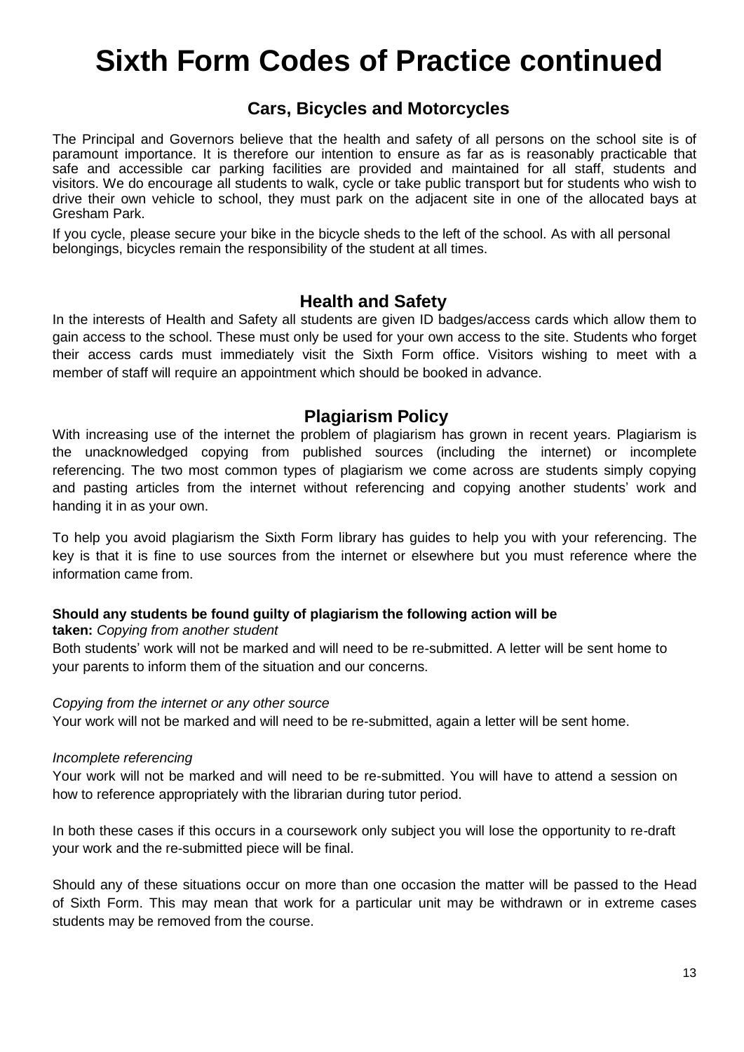# Sixth Form Codes of Practice continued

## Cars, Bicycles and Motorcycles

The Principal and Governors believe that the health and safety of all persons on the school site is of paramount importance. It is therefore our intention to ensure as far as is reasonably practicable that safe and accessible car parking facilities are provided and maintained for all staff, students and visitors. We do encourage all students to walk, cycle or take public transport but for students who wish to drive their own vehicle to school, they must park on the adjacent site in one of the allocated bays at Gresham Park.

If you cycle, please secure your bike in the bicycle sheds to the left of the school. As with all personal belongings, bicycles remain the responsibility of the student at all times.

## Health and Safety

In the interests of Health and Safety all students are given ID badges/access cards which allow them to gain access to the school. These must only be used for your own access to the site. Students who forget their access cards must immediately visit the Sixth Form office. Visitors wishing to meet with a member of staff will require an appointment which should be booked in advance.

## Plagiarism Policy

With increasing use of the internet the problem of plagiarism has grown in recent years. Plagiarism is the unacknowledged copying from published sources (including the internet) or incomplete referencing. The two most common types of plagiarism we come across are students simply copying and pasting articles from the internet without referencing and copying another students' work and handing it in as your own.

To help you avoid plagiarism the Sixth Form library has guides to help you with your referencing. The key is that it is fine to use sources from the internet or elsewhere but you must reference where the information came from.

**Should any students be found guilty of plagiarism the following action will be taken:** *Copying from another student*

Both students' work will not be marked and will need to be re-submitted. A letter will be sent home to your parents to inform them of the situation and our concerns.

*Copying from the internet or any other source*

Your work will not be marked and will need to be re-submitted, again a letter will be sent home.

*Incomplete referencing*

Your work will not be marked and will need to be re-submitted. You will have to attend a session on how to reference appropriately with the librarian during tutor period.

In both these cases if this occurs in a coursework only subject you will lose the opportunity to re-draft your work and the re-submitted piece will be final.

Should any of these situations occur on more than one occasion the matter will be passed to the Head of Sixth Form. This may mean that work for a particular unit may be withdrawn or in extreme cases students may be removed from the course.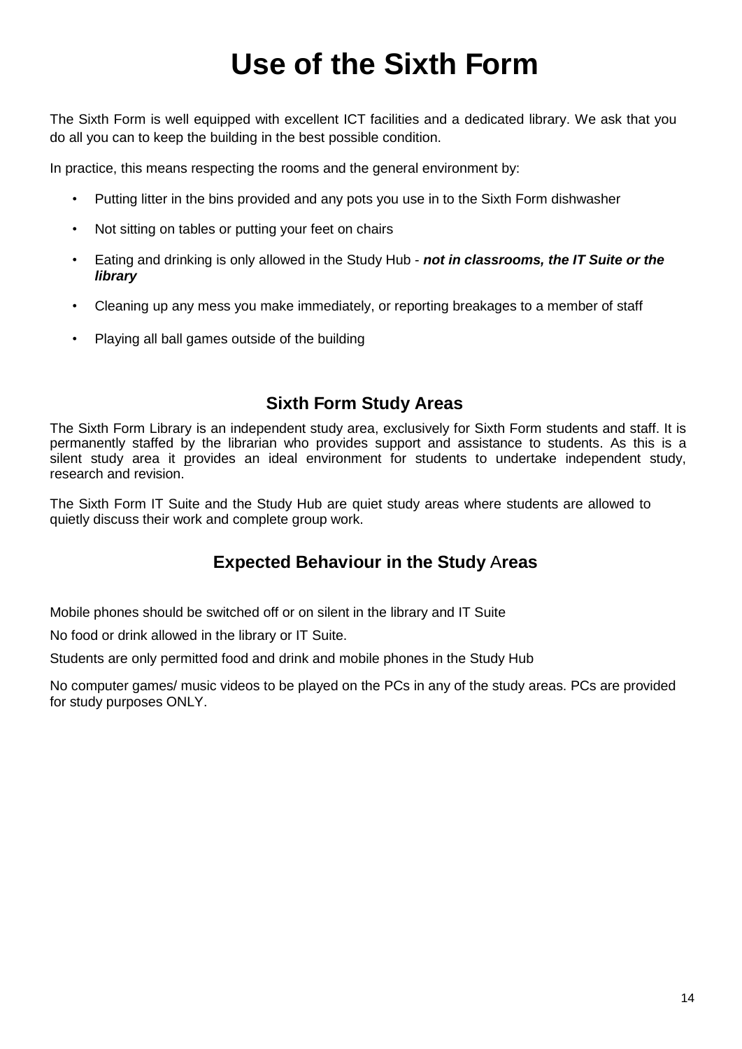# Use of the Sixth Form

The Sixth Form is well equipped with excellent ICT facilities and a dedicated library. We ask that you do all you can to keep the building in the best possible condition.

In practice, this means respecting the rooms and the general environment by:

- Putting litter in the bins provided and any pots you use in to the Sixth Form dishwasher
- Not sitting on tables or putting your feet on chairs
- Eating and drinking is only allowed in the Study Hub - ***not in classrooms, the IT Suite or the library***
- Cleaning up any mess you make immediately, or reporting breakages to a member of staff
- Playing all ball games outside of the building

## Sixth Form Study Areas

The Sixth Form Library is an independent study area, exclusively for Sixth Form students and staff. It is permanently staffed by the librarian who provides support and assistance to students. As this is a silent study area it provides an ideal environment for students to undertake independent study, research and revision.

The Sixth Form IT Suite and the Study Hub are quiet study areas where students are allowed to quietly discuss their work and complete group work.

## Expected Behaviour in the Study Areas

Mobile phones should be switched off or on silent in the library and IT Suite

No food or drink allowed in the library or IT Suite.

Students are only permitted food and drink and mobile phones in the Study Hub

No computer games/ music videos to be played on the PCs in any of the study areas. PCs are provided for study purposes ONLY.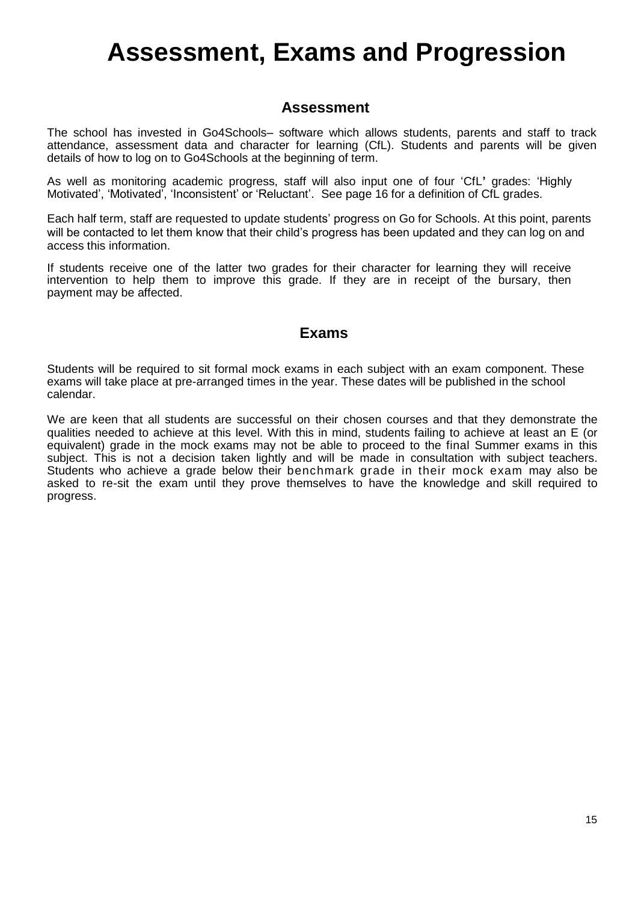# Assessment, Exams and Progression

## Assessment

The school has invested in Go4Schools– software which allows students, parents and staff to track attendance, assessment data and character for learning (CfL). Students and parents will be given details of how to log on to Go4Schools at the beginning of term.

As well as monitoring academic progress, staff will also input one of four 'CfL' grades: 'Highly Motivated', 'Motivated', 'Inconsistent' or 'Reluctant'. See page 16 for a definition of CfL grades.

Each half term, staff are requested to update students' progress on Go for Schools. At this point, parents will be contacted to let them know that their child's progress has been updated and they can log on and access this information.

If students receive one of the latter two grades for their character for learning they will receive intervention to help them to improve this grade. If they are in receipt of the bursary, then payment may be affected.

## Exams

Students will be required to sit formal mock exams in each subject with an exam component. These exams will take place at pre-arranged times in the year. These dates will be published in the school calendar.

We are keen that all students are successful on their chosen courses and that they demonstrate the qualities needed to achieve at this level. With this in mind, students failing to achieve at least an E (or equivalent) grade in the mock exams may not be able to proceed to the final Summer exams in this subject. This is not a decision taken lightly and will be made in consultation with subject teachers. Students who achieve a grade below their benchmark grade in their mock exam may also be asked to re-sit the exam until they prove themselves to have the knowledge and skill required to progress.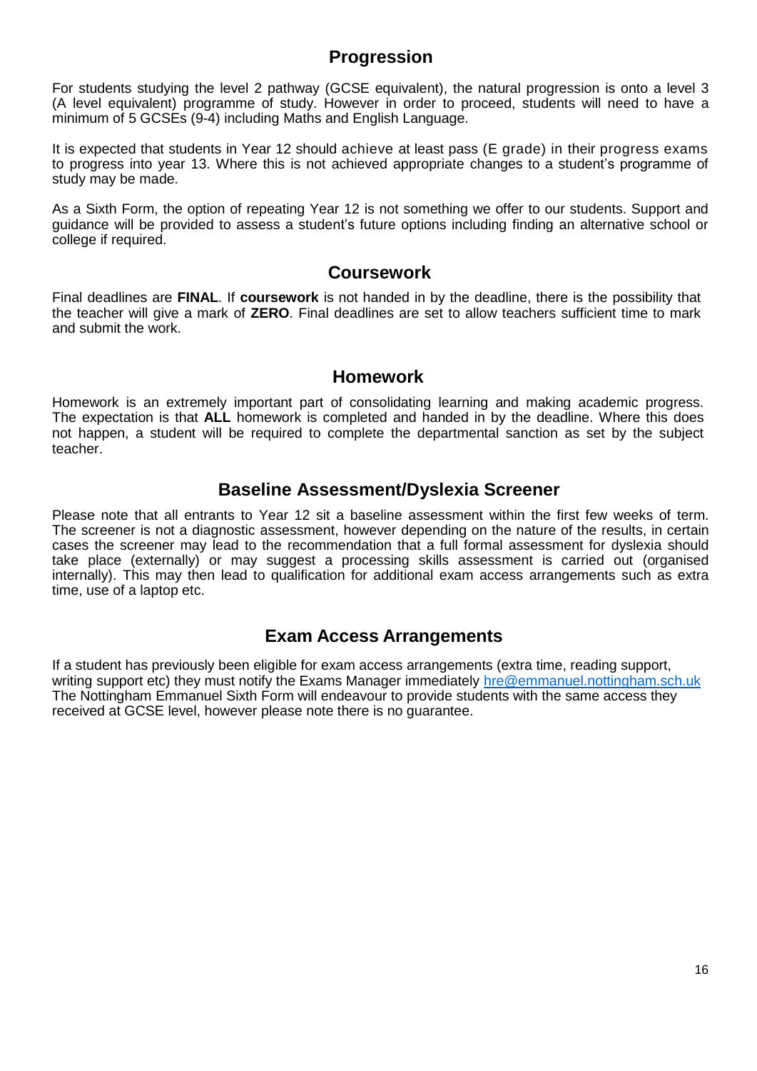## Progression

For students studying the level 2 pathway (GCSE equivalent), the natural progression is onto a level 3 (A level equivalent) programme of study. However in order to proceed, students will need to have a minimum of 5 GCSEs (9-4) including Maths and English Language.

It is expected that students in Year 12 should achieve at least pass (E grade) in their progress exams to progress into year 13. Where this is not achieved appropriate changes to a student's programme of study may be made.

As a Sixth Form, the option of repeating Year 12 is not something we offer to our students. Support and guidance will be provided to assess a student's future options including finding an alternative school or college if required.

## Coursework

Final deadlines are **FINAL**. If **coursework** is not handed in by the deadline, there is the possibility that the teacher will give a mark of **ZERO**. Final deadlines are set to allow teachers sufficient time to mark and submit the work.

## Homework

Homework is an extremely important part of consolidating learning and making academic progress. The expectation is that **ALL** homework is completed and handed in by the deadline. Where this does not happen, a student will be required to complete the departmental sanction as set by the subject teacher.

## Baseline Assessment/Dyslexia Screener

Please note that all entrants to Year 12 sit a baseline assessment within the first few weeks of term. The screener is not a diagnostic assessment, however depending on the nature of the results, in certain cases the screener may lead to the recommendation that a full formal assessment for dyslexia should take place (externally) or may suggest a processing skills assessment is carried out (organised internally). This may then lead to qualification for additional exam access arrangements such as extra time, use of a laptop etc.

## Exam Access Arrangements

If a student has previously been eligible for exam access arrangements (extra time, reading support, writing support etc) they must notify the Exams Manager immediately hre@emmanuel.nottingham.sch.uk The Nottingham Emmanuel Sixth Form will endeavour to provide students with the same access they received at GCSE level, however please note there is no guarantee.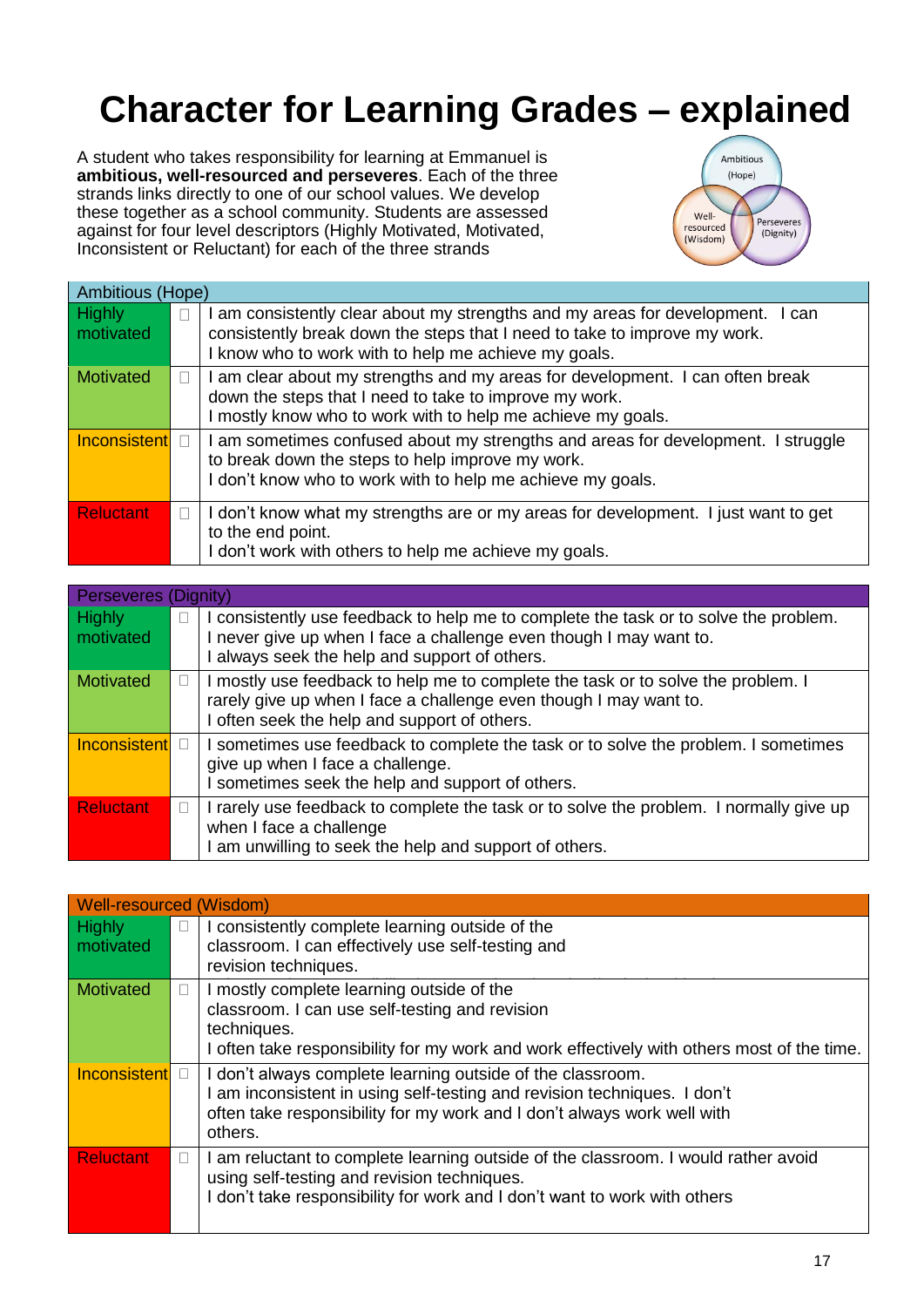# Character for Learning Grades – explained

A student who takes responsibility for learning at Emmanuel is **ambitious, well-resourced and perseveres**. Each of the three strands links directly to one of our school values. We develop these together as a school community. Students are assessed against for four level descriptors (Highly Motivated, Motivated, Inconsistent or Reluctant) for each of the three strands

Ambitious (Hope)
Well-resourced (Wisdom)
Perseveres (Dignity)

| Ambitious (Hope) | | |
|---|---|---|
| Highly motivated | ☐ | I am consistently clear about my strengths and my areas for development. I can consistently break down the steps that I need to take to improve my work. I know who to work with to help me achieve my goals. |
| Motivated | ☐ | I am clear about my strengths and my areas for development. I can often break down the steps that I need to take to improve my work. I mostly know who to work with to help me achieve my goals. |
| Inconsistent | ☐ | I am sometimes confused about my strengths and areas for development. I struggle to break down the steps to help improve my work. I don't know who to work with to help me achieve my goals. |
| Reluctant | ☐ | I don't know what my strengths are or my areas for development. I just want to get to the end point. I don't work with others to help me achieve my goals. |

| Perseveres (Dignity) | | |
|---|---|---|
| Highly motivated | ☐ | I consistently use feedback to help me to complete the task or to solve the problem. I never give up when I face a challenge even though I may want to. I always seek the help and support of others. |
| Motivated | ☐ | I mostly use feedback to help me to complete the task or to solve the problem. I rarely give up when I face a challenge even though I may want to. I often seek the help and support of others. |
| Inconsistent | ☐ | I sometimes use feedback to complete the task or to solve the problem. I sometimes give up when I face a challenge. I sometimes seek the help and support of others. |
| Reluctant | ☐ | I rarely use feedback to complete the task or to solve the problem. I normally give up when I face a challenge. I am unwilling to seek the help and support of others. |

| Well-resourced (Wisdom) | | |
|---|---|---|
| Highly motivated | ☐ | I consistently complete learning outside of the classroom. I can effectively use self-testing and revision techniques. |
| Motivated | ☐ | I mostly complete learning outside of the classroom. I can use self-testing and revision techniques. I often take responsibility for my work and work effectively with others most of the time. |
| Inconsistent | ☐ | I don't always complete learning outside of the classroom. I am inconsistent in using self-testing and revision techniques. I don't often take responsibility for my work and I don't always work well with others. |
| Reluctant | ☐ | I am reluctant to complete learning outside of the classroom. I would rather avoid using self-testing and revision techniques. I don't take responsibility for work and I don't want to work with others |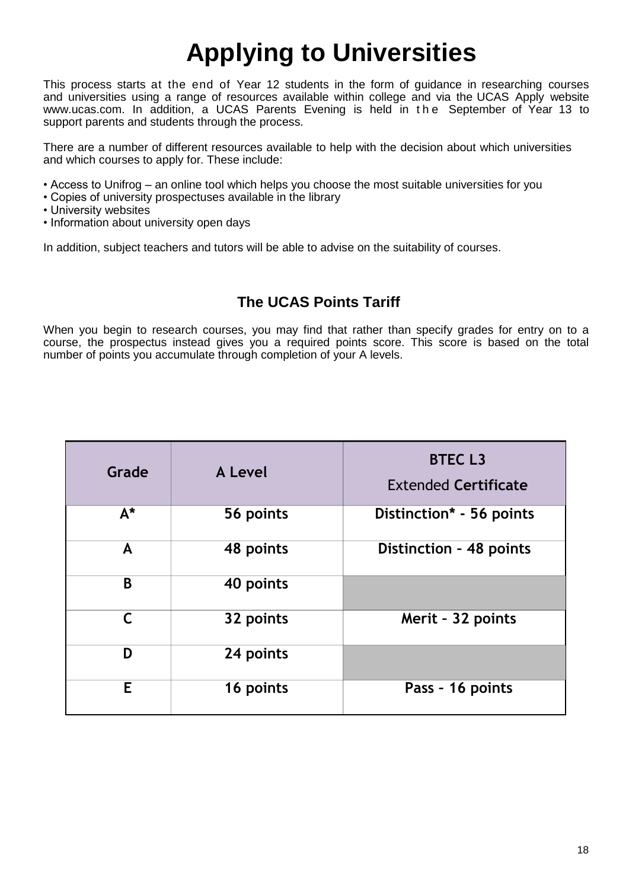# Applying to Universities

This process starts at the end of Year 12 students in the form of guidance in researching courses and universities using a range of resources available within college and via the UCAS Apply website www.ucas.com. In addition, a UCAS Parents Evening is held in the September of Year 13 to support parents and students through the process.

There are a number of different resources available to help with the decision about which universities and which courses to apply for. These include:

- Access to Unifrog – an online tool which helps you choose the most suitable universities for you
- Copies of university prospectuses available in the library
- University websites
- Information about university open days

In addition, subject teachers and tutors will be able to advise on the suitability of courses.

## The UCAS Points Tariff

When you begin to research courses, you may find that rather than specify grades for entry on to a course, the prospectus instead gives you a required points score. This score is based on the total number of points you accumulate through completion of your A levels.

| Grade | A Level | BTEC L3 Extended Certificate |
|---|---|---|
| A* | 56 points | Distinction* - 56 points |
| A | 48 points | Distinction – 48 points |
| B | 40 points | |
| C | 32 points | Merit – 32 points |
| D | 24 points | |
| E | 16 points | Pass – 16 points |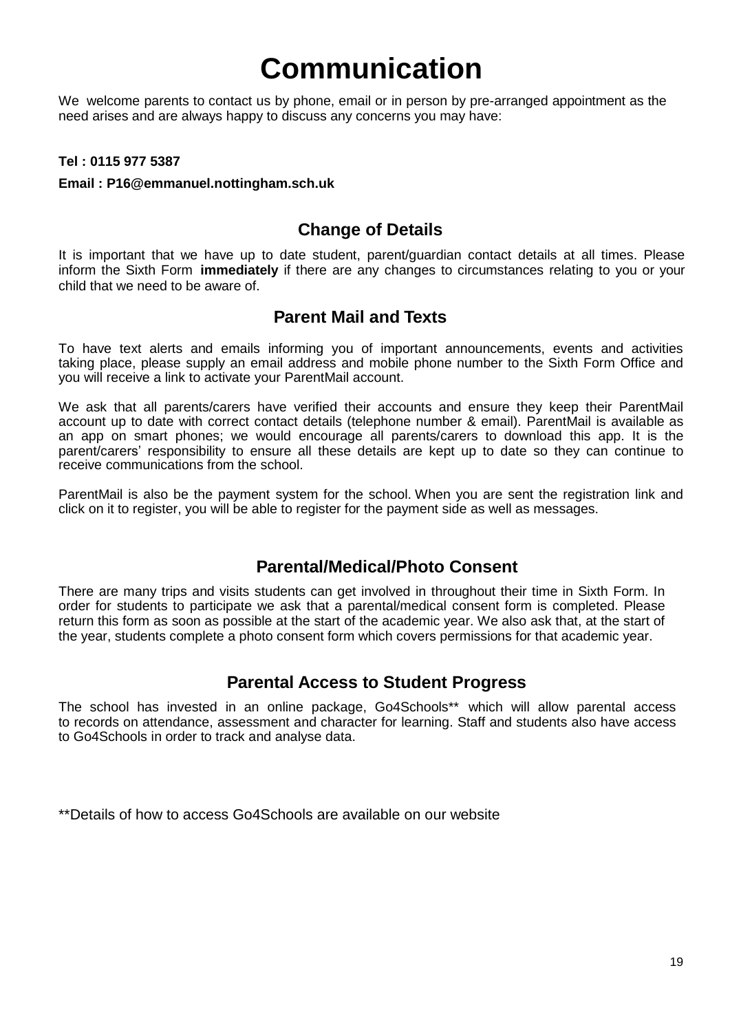# Communication

We welcome parents to contact us by phone, email or in person by pre-arranged appointment as the need arises and are always happy to discuss any concerns you may have:

**Tel : 0115 977 5387**

**Email : P16@emmanuel.nottingham.sch.uk**

## Change of Details

It is important that we have up to date student, parent/guardian contact details at all times. Please inform the Sixth Form **immediately** if there are any changes to circumstances relating to you or your child that we need to be aware of.

## Parent Mail and Texts

To have text alerts and emails informing you of important announcements, events and activities taking place, please supply an email address and mobile phone number to the Sixth Form Office and you will receive a link to activate your ParentMail account.

We ask that all parents/carers have verified their accounts and ensure they keep their ParentMail account up to date with correct contact details (telephone number & email). ParentMail is available as an app on smart phones; we would encourage all parents/carers to download this app. It is the parent/carers' responsibility to ensure all these details are kept up to date so they can continue to receive communications from the school.

ParentMail is also be the payment system for the school. When you are sent the registration link and click on it to register, you will be able to register for the payment side as well as messages.

## Parental/Medical/Photo Consent

There are many trips and visits students can get involved in throughout their time in Sixth Form. In order for students to participate we ask that a parental/medical consent form is completed. Please return this form as soon as possible at the start of the academic year. We also ask that, at the start of the year, students complete a photo consent form which covers permissions for that academic year.

## Parental Access to Student Progress

The school has invested in an online package, Go4Schools** which will allow parental access to records on attendance, assessment and character for learning. Staff and students also have access to Go4Schools in order to track and analyse data.

**Details of how to access Go4Schools are available on our website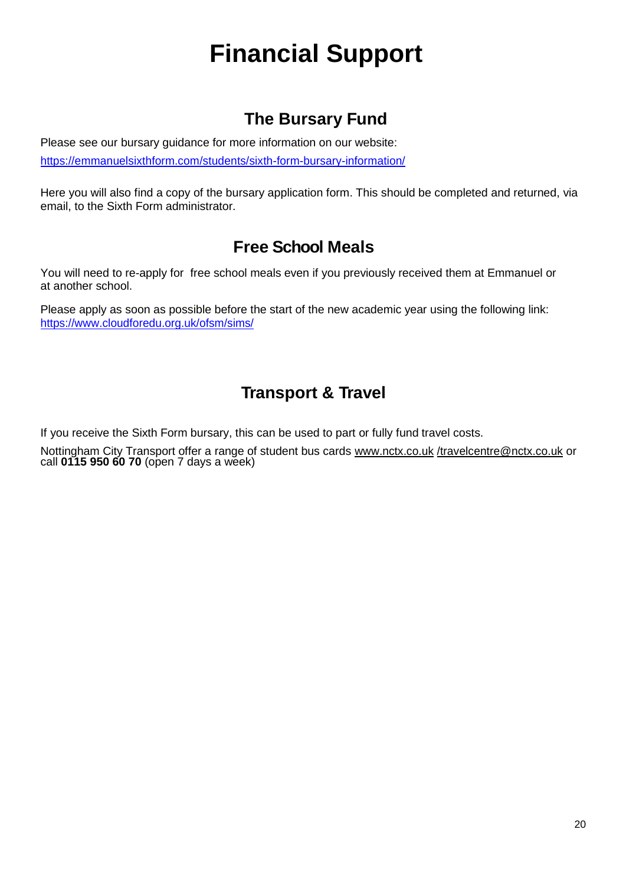# Financial Support

## The Bursary Fund

Please see our bursary guidance for more information on our website:
https://emmanuelsixthform.com/students/sixth-form-bursary-information/

Here you will also find a copy of the bursary application form. This should be completed and returned, via email, to the Sixth Form administrator.

## Free School Meals

You will need to re-apply for free school meals even if you previously received them at Emmanuel or at another school.

Please apply as soon as possible before the start of the new academic year using the following link:
https://www.cloudforedu.org.uk/ofsm/sims/

## Transport & Travel

If you receive the Sixth Form bursary, this can be used to part or fully fund travel costs.

Nottingham City Transport offer a range of student bus cards www.nctx.co.uk /travelcentre@nctx.co.uk or call **0115 950 60 70** (open 7 days a week)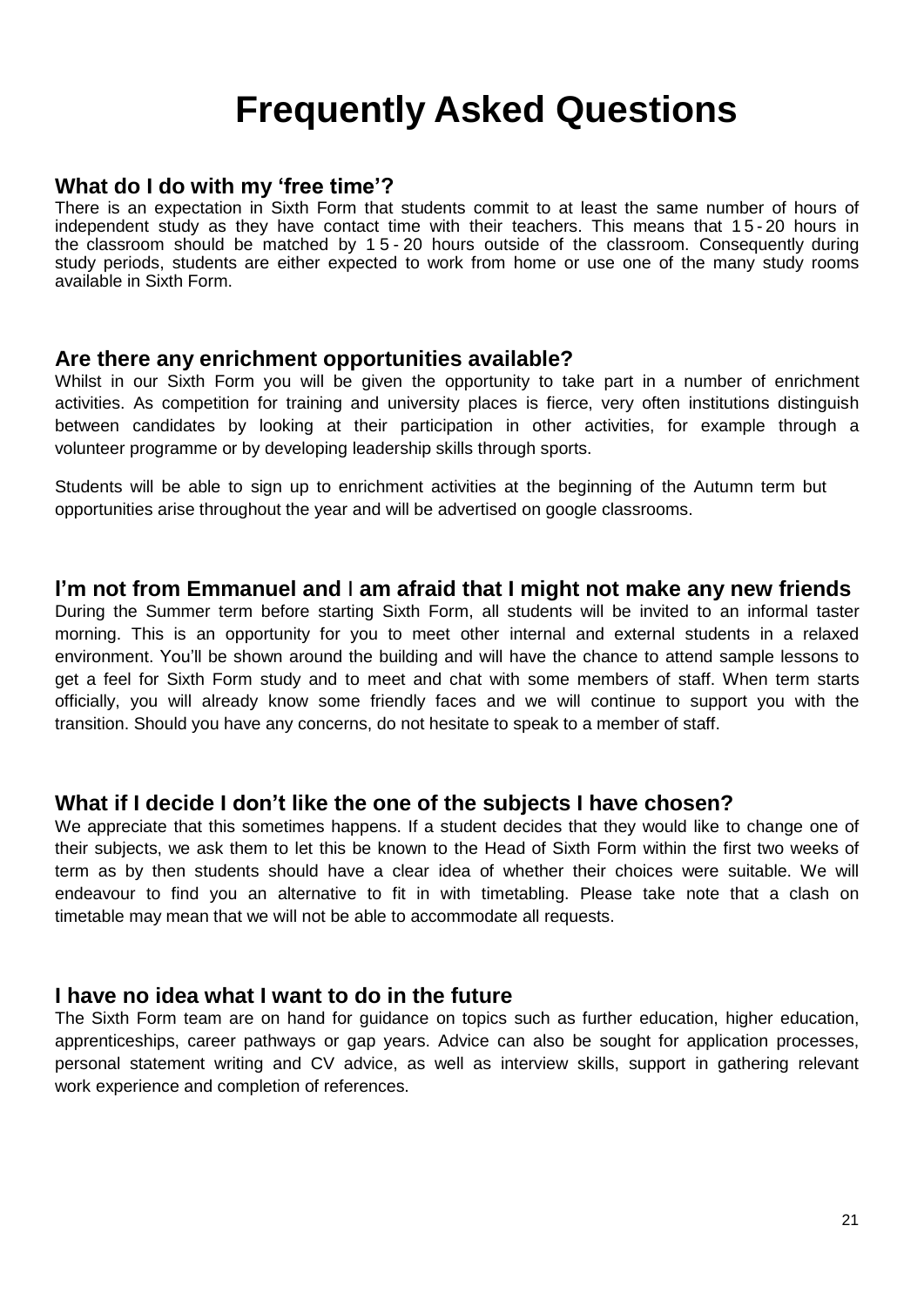# Frequently Asked Questions

### What do I do with my ‘free time’?

There is an expectation in Sixth Form that students commit to at least the same number of hours of independent study as they have contact time with their teachers. This means that 15-20 hours in the classroom should be matched by 15-20 hours outside of the classroom. Consequently during study periods, students are either expected to work from home or use one of the many study rooms available in Sixth Form.

### Are there any enrichment opportunities available?

Whilst in our Sixth Form you will be given the opportunity to take part in a number of enrichment activities. As competition for training and university places is fierce, very often institutions distinguish between candidates by looking at their participation in other activities, for example through a volunteer programme or by developing leadership skills through sports.

Students will be able to sign up to enrichment activities at the beginning of the Autumn term but opportunities arise throughout the year and will be advertised on google classrooms.

### I’m not from Emmanuel and I am afraid that I might not make any new friends

During the Summer term before starting Sixth Form, all students will be invited to an informal taster morning. This is an opportunity for you to meet other internal and external students in a relaxed environment. You’ll be shown around the building and will have the chance to attend sample lessons to get a feel for Sixth Form study and to meet and chat with some members of staff. When term starts officially, you will already know some friendly faces and we will continue to support you with the transition. Should you have any concerns, do not hesitate to speak to a member of staff.

### What if I decide I don’t like the one of the subjects I have chosen?

We appreciate that this sometimes happens. If a student decides that they would like to change one of their subjects, we ask them to let this be known to the Head of Sixth Form within the first two weeks of term as by then students should have a clear idea of whether their choices were suitable. We will endeavour to find you an alternative to fit in with timetabling. Please take note that a clash on timetable may mean that we will not be able to accommodate all requests.

### I have no idea what I want to do in the future

The Sixth Form team are on hand for guidance on topics such as further education, higher education, apprenticeships, career pathways or gap years. Advice can also be sought for application processes, personal statement writing and CV advice, as well as interview skills, support in gathering relevant work experience and completion of references.